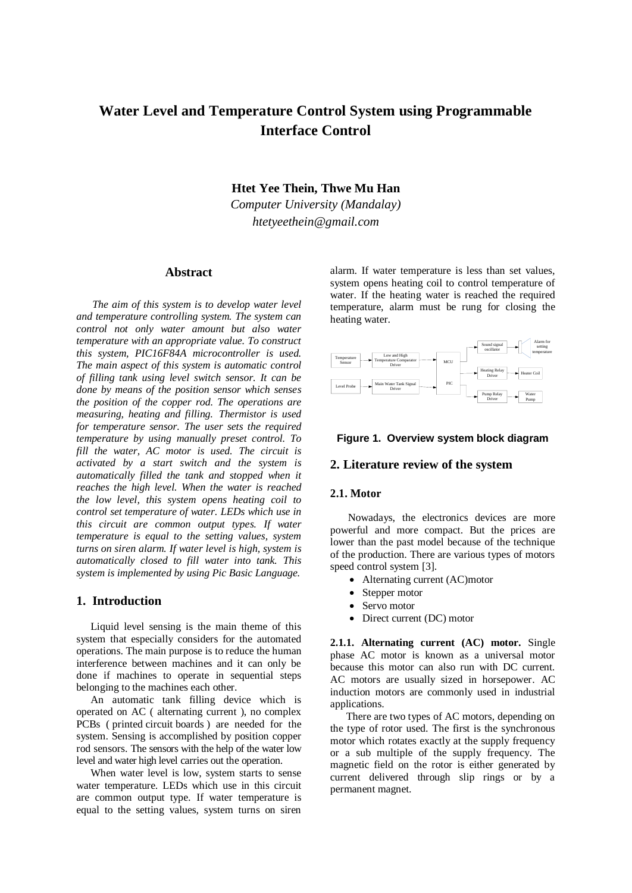# Water Level and Temperature Control System using Programmable Interface Control

**Htet Yee Thein, Thwe Mu Han**

*Computer University (Mandalay)*

*htetyeethein@gmail.com*

## Abstract

*The aim of this system is to develop water level and temperature controlling system. The system can control not only water amount but also water temperature with an appropriate value. To construct this system, PIC16F84A microcontroller is used. The main aspect of this system is automatic control of filling tank using level switch sensor. It can be done by means of the position sensor which senses the position of the copper rod. The operations are measuring, heating and filling. Thermistor is used for temperature sensor. The user sets the required temperature by using manually preset control. To fill the water, AC motor is used. The circuit is activated by a start switch and the system is automatically filled the tank and stopped when it reaches the high level. When the water is reached the low level, this system opens heating coil to control set temperature of water. LEDs which use in this circuit are common output types. If water temperature is equal to the setting values, system turns on siren alarm. If water level is high, system is automatically closed to fill water into tank. This system is implemented by using Pic Basic Language.*

## 1. Introduction

Liquid level sensing is the main theme of this system that especially considers for the automated operations. The main purpose is to reduce the human interference between machines and it can only be done if machines to operate in sequential steps belonging to the machines each other.

An automatic tank filling device which is operated on AC ( alternating current ), no complex PCBs ( printed circuit boards ) are needed for the system. Sensing is accomplished by position copper rod sensors. The sensors with the help of the water low level and water high level carries out the operation.

When water level is low, system starts to sense water temperature. LEDs which use in this circuit are common output type. If water temperature is equal to the setting values, system turns on siren alarm. If water temperature is less than set values, system opens heating coil to control temperature of water. If the heating water is reached the required temperature, alarm must be rung for closing the heating water.

Temperature Sensor
Low and High Temperature Comparator Driver
Level Probe
Main Water Tank Signal Driver
MCU
PIC
Sound signal oscillator
Alarm for setting temperature
Heating Relay Driver
Heater Coil
Pump Relay Driver
Water Pump

**Figure 1. Overview system block diagram**

## 2. Literature review of the system

### 2.1. Motor

Nowadays, the electronics devices are more powerful and more compact. But the prices are lower than the past model because of the technique of the production. There are various types of motors speed control system [3].

- Alternating current (AC)motor
- Stepper motor
- Servo motor
- Direct current (DC) motor

**2.1.1. Alternating current (AC) motor.** Single phase AC motor is known as a universal motor because this motor can also run with DC current. AC motors are usually sized in horsepower. AC induction motors are commonly used in industrial applications.

There are two types of AC motors, depending on the type of rotor used. The first is the synchronous motor which rotates exactly at the supply frequency or a sub multiple of the supply frequency. The magnetic field on the rotor is either generated by current delivered through slip rings or by a permanent magnet.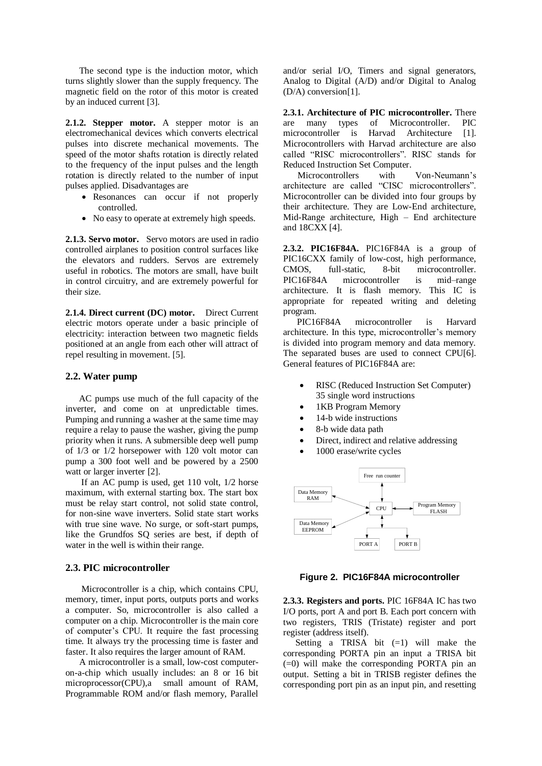The second type is the induction motor, which turns slightly slower than the supply frequency. The magnetic field on the rotor of this motor is created by an induced current [3].

**2.1.2. Stepper motor.** A stepper motor is an electromechanical devices which converts electrical pulses into discrete mechanical movements. The speed of the motor shafts rotation is directly related to the frequency of the input pulses and the length rotation is directly related to the number of input pulses applied. Disadvantages are

- Resonances can occur if not properly controlled.
- No easy to operate at extremely high speeds.

**2.1.3. Servo motor.** Servo motors are used in radio controlled airplanes to position control surfaces like the elevators and rudders. Servos are extremely useful in robotics. The motors are small, have built in control circuitry, and are extremely powerful for their size.

**2.1.4. Direct current (DC) motor.** Direct Current electric motors operate under a basic principle of electricity: interaction between two magnetic fields positioned at an angle from each other will attract of repel resulting in movement. [5].

## 2.2. Water pump

AC pumps use much of the full capacity of the inverter, and come on at unpredictable times. Pumping and running a washer at the same time may require a relay to pause the washer, giving the pump priority when it runs. A submersible deep well pump of 1/3 or 1/2 horsepower with 120 volt motor can pump a 300 foot well and be powered by a 2500 watt or larger inverter [2].

If an AC pump is used, get 110 volt, 1/2 horse maximum, with external starting box. The start box must be relay start control, not solid state control, for non-sine wave inverters. Solid state start works with true sine wave. No surge, or soft-start pumps, like the Grundfos SQ series are best, if depth of water in the well is within their range.

## 2.3. PIC microcontroller

Microcontroller is a chip, which contains CPU, memory, timer, input ports, outputs ports and works a computer. So, microcontroller is also called a computer on a chip. Microcontroller is the main core of computer's CPU. It require the fast processing time. It always try the processing time is faster and faster. It also requires the larger amount of RAM.

A microcontroller is a small, low-cost computer-on-a-chip which usually includes: an 8 or 16 bit microprocessor(CPU),a small amount of RAM, Programmable ROM and/or flash memory, Parallel and/or serial I/O, Timers and signal generators, Analog to Digital (A/D) and/or Digital to Analog (D/A) conversion[1].

**2.3.1. Architecture of PIC microcontroller.** There are many types of Microcontroller. PIC microcontroller is Harvad Architecture [1]. Microcontrollers with Harvad architecture are also called "RISC microcontrollers". RISC stands for Reduced Instruction Set Computer.

Microcontrollers with Von-Neumann's architecture are called "CISC microcontrollers". Microcontroller can be divided into four groups by their architecture. They are Low-End architecture, Mid-Range architecture, High – End architecture and 18CXX [4].

**2.3.2. PIC16F84A.** PIC16F84A is a group of PIC16CXX family of low-cost, high performance, CMOS, full-static, 8-bit microcontroller. PIC16F84A microcontroller is mid–range architecture. It is flash memory. This IC is appropriate for repeated writing and deleting program.

PIC16F84A microcontroller is Harvard architecture. In this type, microcontroller's memory is divided into program memory and data memory. The separated buses are used to connect CPU[6]. General features of PIC16F84A are:

- RISC (Reduced Instruction Set Computer) 35 single word instructions
- 1KB Program Memory
- 14-b wide instructions
- 8-b wide data path
- Direct, indirect and relative addressing
- 1000 erase/write cycles

Free run counter

Data Memory RAM

CPU

Program Memory FLASH

Data Memory EEPROM

PORT A

PORT B

**Figure 2. PIC16F84A microcontroller**

**2.3.3. Registers and ports.** PIC 16F84A IC has two I/O ports, port A and port B. Each port concern with two registers, TRIS (Tristate) register and port register (address itself).

Setting a TRISA bit (=1) will make the corresponding PORTA pin an input a TRISA bit (=0) will make the corresponding PORTA pin an output. Setting a bit in TRISB register defines the corresponding port pin as an input pin, and resetting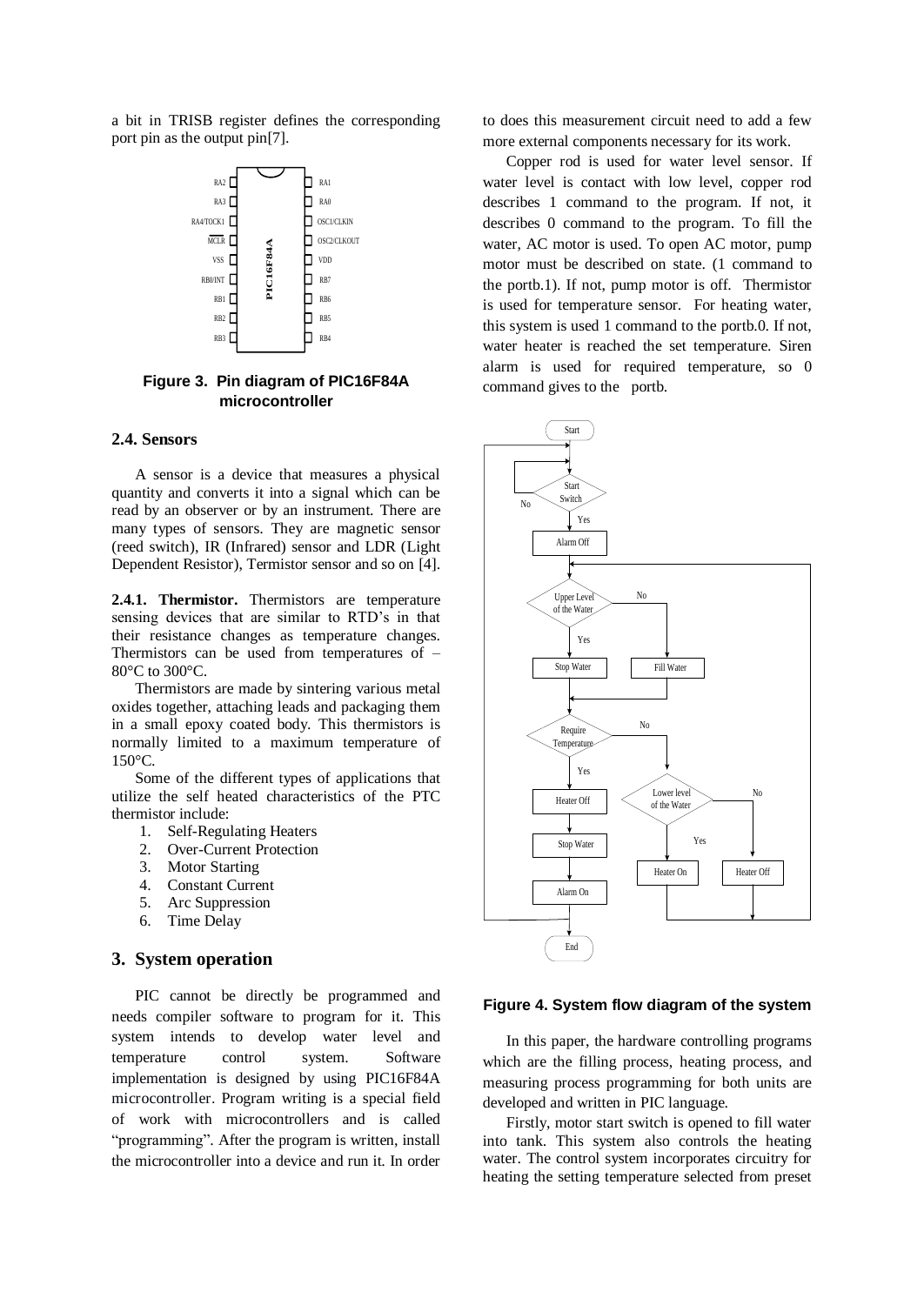a bit in TRISB register defines the corresponding port pin as the output pin[7].

RA2
RA3
RA4/TOCK1
MCLR
VSS
RB0/INT
RB1
RB2
RB3
PIC16F84A
RA1
RA0
OSC1/CLKIN
OSC2/CLKOUT
VDD
RB7
RB6
RB5
RB4

**Figure 3. Pin diagram of PIC16F84A microcontroller**

### 2.4. Sensors

A sensor is a device that measures a physical quantity and converts it into a signal which can be read by an observer or by an instrument. There are many types of sensors. They are magnetic sensor (reed switch), IR (Infrared) sensor and LDR (Light Dependent Resistor), Termistor sensor and so on [4].

**2.4.1. Thermistor.** Thermistors are temperature sensing devices that are similar to RTD's in that their resistance changes as temperature changes. Thermistors can be used from temperatures of –80°C to 300°C.

Thermistors are made by sintering various metal oxides together, attaching leads and packaging them in a small epoxy coated body. This thermistors is normally limited to a maximum temperature of 150°C.

Some of the different types of applications that utilize the self heated characteristics of the PTC thermistor include:

1. Self-Regulating Heaters
2. Over-Current Protection
3. Motor Starting
4. Constant Current
5. Arc Suppression
6. Time Delay

## 3. System operation

PIC cannot be directly be programmed and needs compiler software to program for it. This system intends to develop water level and temperature control system. Software implementation is designed by using PIC16F84A microcontroller. Program writing is a special field of work with microcontrollers and is called "programming". After the program is written, install the microcontroller into a device and run it. In order to does this measurement circuit need to add a few more external components necessary for its work.

Copper rod is used for water level sensor. If water level is contact with low level, copper rod describes 1 command to the program. If not, it describes 0 command to the program. To fill the water, AC motor is used. To open AC motor, pump motor must be described on state. (1 command to the portb.1). If not, pump motor is off. Thermistor is used for temperature sensor. For heating water, this system is used 1 command to the portb.0. If not, water heater is reached the set temperature. Siren alarm is used for required temperature, so 0 command gives to the portb.

Start
Start Switch
No
Yes
Alarm Off
Upper Level of the Water
No
Yes
Stop Water
Fill Water
Require Temperature
No
Yes
Heater Off
Lower level of the Water
No
Yes
Stop Water
Heater On
Heater Off
Alarm On
End

**Figure 4. System flow diagram of the system**

In this paper, the hardware controlling programs which are the filling process, heating process, and measuring process programming for both units are developed and written in PIC language.

Firstly, motor start switch is opened to fill water into tank. This system also controls the heating water. The control system incorporates circuitry for heating the setting temperature selected from preset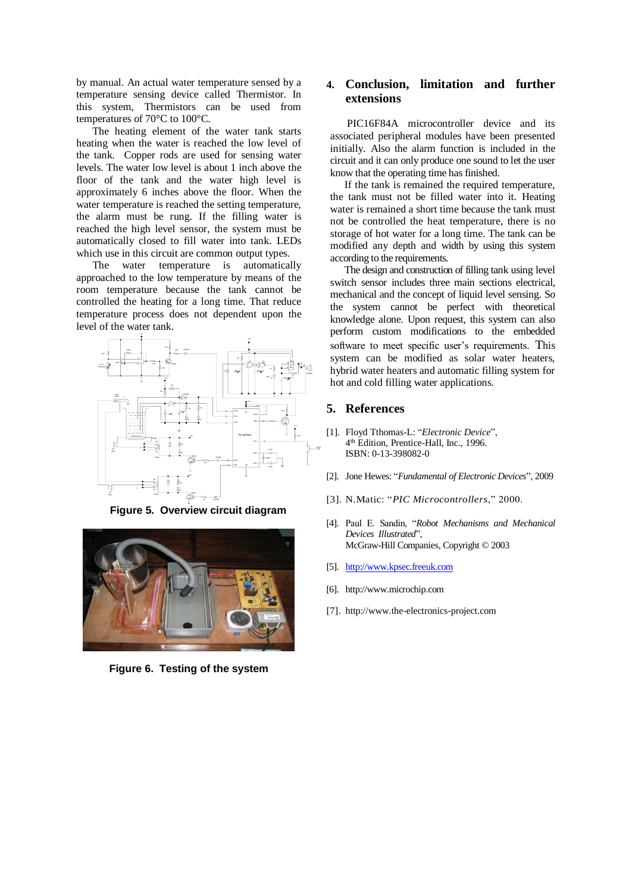by manual. An actual water temperature sensed by a temperature sensing device called Thermistor. In this system, Thermistors can be used from temperatures of 70°C to 100°C.

The heating element of the water tank starts heating when the water is reached the low level of the tank. Copper rods are used for sensing water levels. The water low level is about 1 inch above the floor of the tank and the water high level is approximately 6 inches above the floor. When the water temperature is reached the setting temperature, the alarm must be rung. If the filling water is reached the high level sensor, the system must be automatically closed to fill water into tank. LEDs which use in this circuit are common output types.

The water temperature is automatically approached to the low temperature by means of the room temperature because the tank cannot be controlled the heating for a long time. That reduce temperature process does not dependent upon the level of the water tank.

**Figure 5. Overview circuit diagram**

**Figure 6. Testing of the system**

## 4. Conclusion, limitation and further extensions

PIC16F84A microcontroller device and its associated peripheral modules have been presented initially. Also the alarm function is included in the circuit and it can only produce one sound to let the user know that the operating time has finished.

If the tank is remained the required temperature, the tank must not be filled water into it. Heating water is remained a short time because the tank must not be controlled the heat temperature, there is no storage of hot water for a long time. The tank can be modified any depth and width by using this system according to the requirements.

The design and construction of filling tank using level switch sensor includes three main sections electrical, mechanical and the concept of liquid level sensing. So the system cannot be perfect with theoretical knowledge alone. Upon request, this system can also perform custom modifications to the embedded software to meet specific user's requirements. This system can be modified as solar water heaters, hybrid water heaters and automatic filling system for hot and cold filling water applications.

## 5. References

[1]. Floyd Tthomas-L: "*Electronic Device*", 4th Edition, Prentice-Hall, Inc., 1996. ISBN: 0-13-398082-0

[2]. Jone Hewes: "*Fundamental of Electronic Devices*", 2009

[3]. N.Matic: "*PIC Microcontrollers*," 2000.

[4]. Paul E. Sandin, "*Robot Mechanisms and Mechanical Devices Illustrated*", McGraw-Hill Companies, Copyright © 2003

[5]. http://www.kpsec.freeuk.com

[6]. http://www.microchip.com

[7]. http://www.the-electronics-project.com